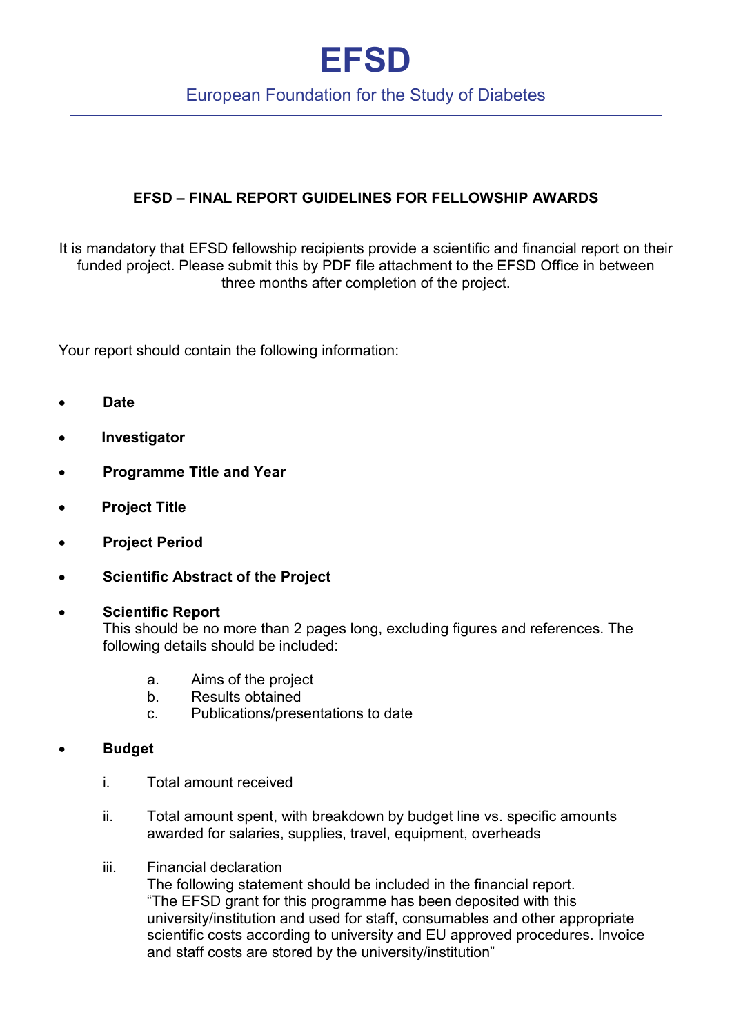# EFSD

European Foundation for the Study of Diabetes

---

## EFSD – FINAL REPORT GUIDELINES FOR FELLOWSHIP AWARDS

It is mandatory that EFSD fellowship recipients provide a scientific and financial report on their funded project. Please submit this by PDF file attachment to the EFSD Office in between three months after completion of the project.

Your report should contain the following information:

- **Date**
- **Investigator**
- **Programme Title and Year**
- **Project Title**
- **Project Period**
- **Scientific Abstract of the Project**
- **Scientific Report**
  This should be no more than 2 pages long, excluding figures and references. The following details should be included:
  a. Aims of the project
  b. Results obtained
  c. Publications/presentations to date
- **Budget**
  i. Total amount received
  ii. Total amount spent, with breakdown by budget line vs. specific amounts awarded for salaries, supplies, travel, equipment, overheads
  iii. Financial declaration
  The following statement should be included in the financial report.
  "The EFSD grant for this programme has been deposited with this university/institution and used for staff, consumables and other appropriate scientific costs according to university and EU approved procedures. Invoice and staff costs are stored by the university/institution"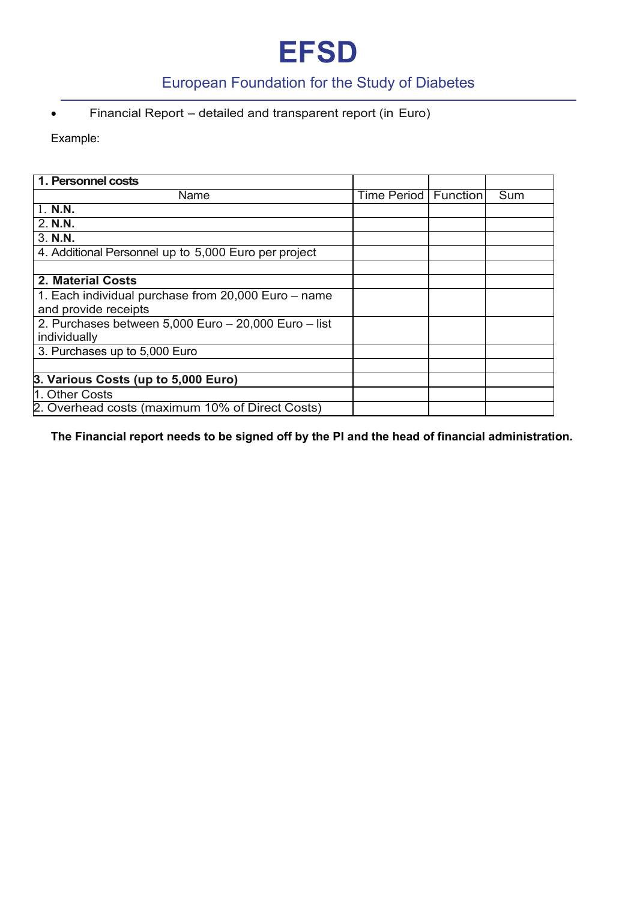# EFSD

## European Foundation for the Study of Diabetes

- Financial Report – detailed and transparent report (in Euro)

Example:

| **1. Personnel costs** | | | |
|---|---|---|---|
| Name | Time Period | Function | Sum |
| 1. **N.N.** | | | |
| 2. **N.N.** | | | |
| 3. **N.N.** | | | |
| 4. Additional Personnel up to 5,000 Euro per project | | | |
| | | | |
| **2. Material Costs** | | | |
| 1. Each individual purchase from 20,000 Euro – name and provide receipts | | | |
| 2. Purchases between 5,000 Euro – 20,000 Euro – list individually | | | |
| 3. Purchases up to 5,000 Euro | | | |
| | | | |
| **3. Various Costs (up to 5,000 Euro)** | | | |
| 1. Other Costs | | | |
| 2. Overhead costs (maximum 10% of Direct Costs) | | | |

**The Financial report needs to be signed off by the PI and the head of financial administration.**